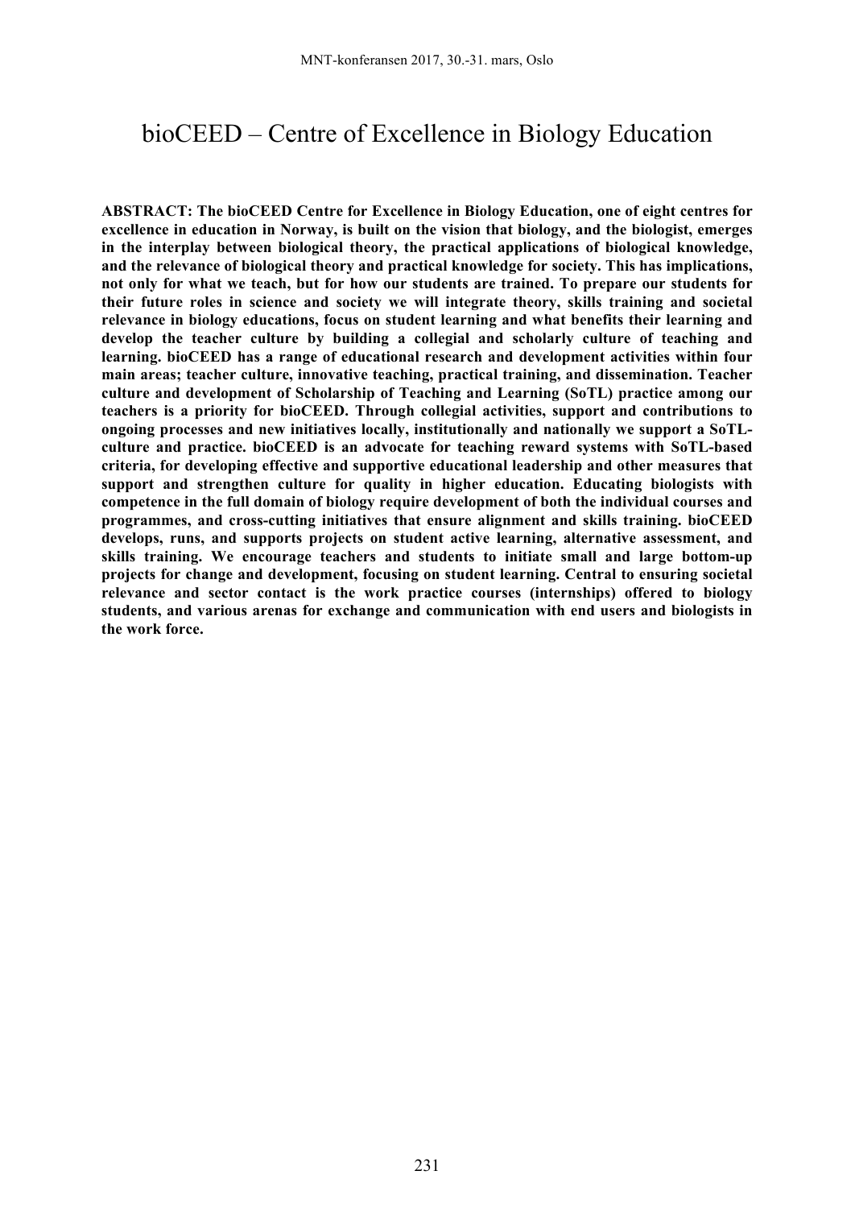# bioCEED – Centre of Excellence in Biology Education

**ABSTRACT: The bioCEED Centre for Excellence in Biology Education, one of eight centres for excellence in education in Norway, is built on the vision that biology, and the biologist, emerges in the interplay between biological theory, the practical applications of biological knowledge, and the relevance of biological theory and practical knowledge for society. This has implications, not only for what we teach, but for how our students are trained. To prepare our students for their future roles in science and society we will integrate theory, skills training and societal relevance in biology educations, focus on student learning and what benefits their learning and develop the teacher culture by building a collegial and scholarly culture of teaching and learning. bioCEED has a range of educational research and development activities within four main areas; teacher culture, innovative teaching, practical training, and dissemination. Teacher culture and development of Scholarship of Teaching and Learning (SoTL) practice among our teachers is a priority for bioCEED. Through collegial activities, support and contributions to ongoing processes and new initiatives locally, institutionally and nationally we support a SoTL-culture and practice. bioCEED is an advocate for teaching reward systems with SoTL-based criteria, for developing effective and supportive educational leadership and other measures that support and strengthen culture for quality in higher education. Educating biologists with competence in the full domain of biology require development of both the individual courses and programmes, and cross-cutting initiatives that ensure alignment and skills training. bioCEED develops, runs, and supports projects on student active learning, alternative assessment, and skills training. We encourage teachers and students to initiate small and large bottom-up projects for change and development, focusing on student learning. Central to ensuring societal relevance and sector contact is the work practice courses (internships) offered to biology students, and various arenas for exchange and communication with end users and biologists in the work force.**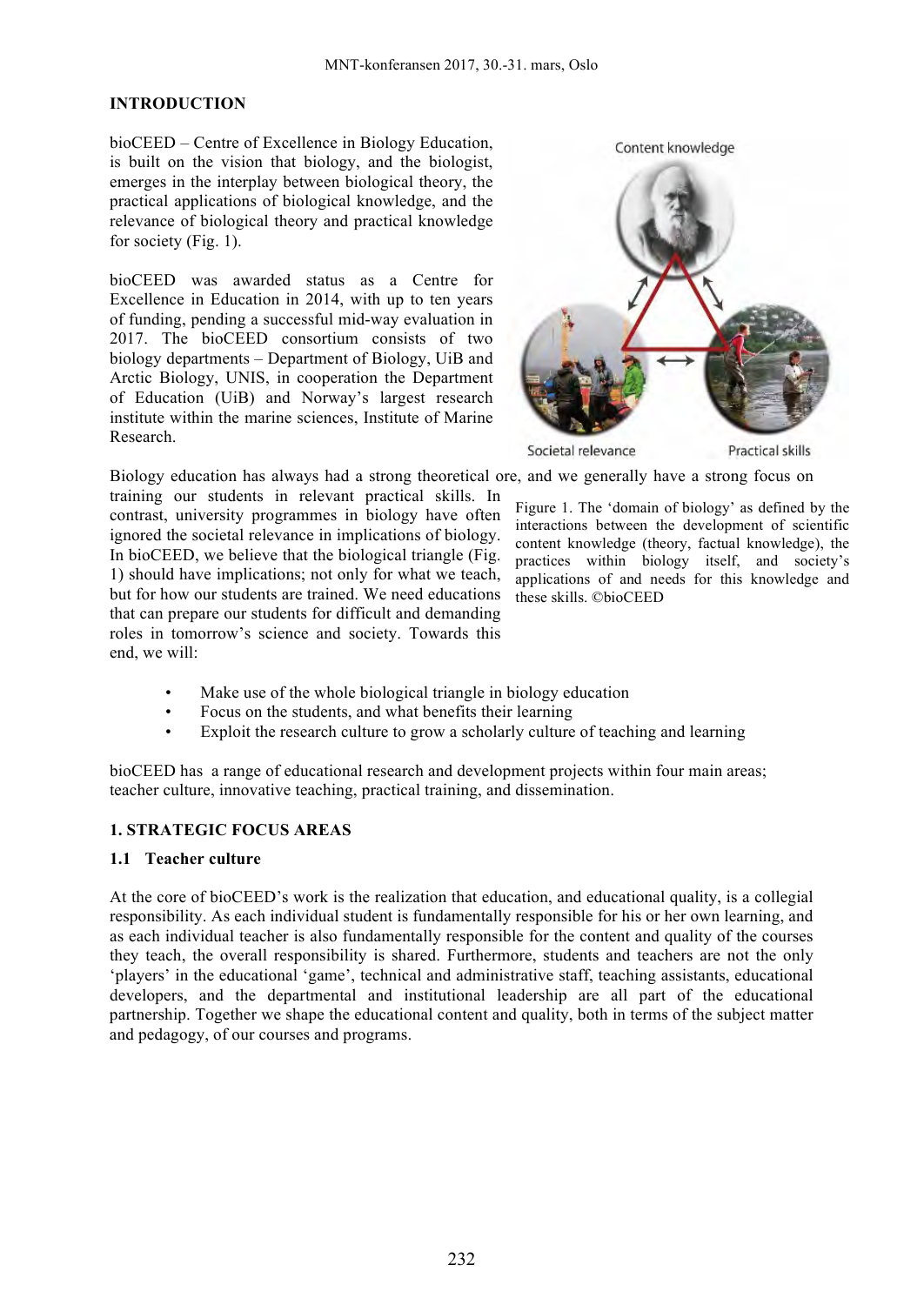## INTRODUCTION

bioCEED – Centre of Excellence in Biology Education, is built on the vision that biology, and the biologist, emerges in the interplay between biological theory, the practical applications of biological knowledge, and the relevance of biological theory and practical knowledge for society (Fig. 1).

bioCEED was awarded status as a Centre for Excellence in Education in 2014, with up to ten years of funding, pending a successful mid-way evaluation in 2017. The bioCEED consortium consists of two biology departments – Department of Biology, UiB and Arctic Biology, UNIS, in cooperation the Department of Education (UiB) and Norway's largest research institute within the marine sciences, Institute of Marine Research.

Figure 1. The 'domain of biology' as defined by the interactions between the development of scientific content knowledge (theory, factual knowledge), the practices within biology itself, and society's applications of and needs for this knowledge and these skills. ©bioCEED

Biology education has always had a strong theoretical core, and we generally have a strong focus on training our students in relevant practical skills. In contrast, university programmes in biology have often ignored the societal relevance in implications of biology. In bioCEED, we believe that the biological triangle (Fig. 1) should have implications; not only for what we teach, but for how our students are trained. We need educations that can prepare our students for difficult and demanding roles in tomorrow's science and society. Towards this end, we will:

- Make use of the whole biological triangle in biology education
- Focus on the students, and what benefits their learning
- Exploit the research culture to grow a scholarly culture of teaching and learning

bioCEED has a range of educational research and development projects within four main areas; teacher culture, innovative teaching, practical training, and dissemination.

## 1. STRATEGIC FOCUS AREAS

### 1.1 Teacher culture

At the core of bioCEED's work is the realization that education, and educational quality, is a collegial responsibility. As each individual student is fundamentally responsible for his or her own learning, and as each individual teacher is also fundamentally responsible for the content and quality of the courses they teach, the overall responsibility is shared. Furthermore, students and teachers are not the only 'players' in the educational 'game', technical and administrative staff, teaching assistants, educational developers, and the departmental and institutional leadership are all part of the educational partnership. Together we shape the educational content and quality, both in terms of the subject matter and pedagogy, of our courses and programs.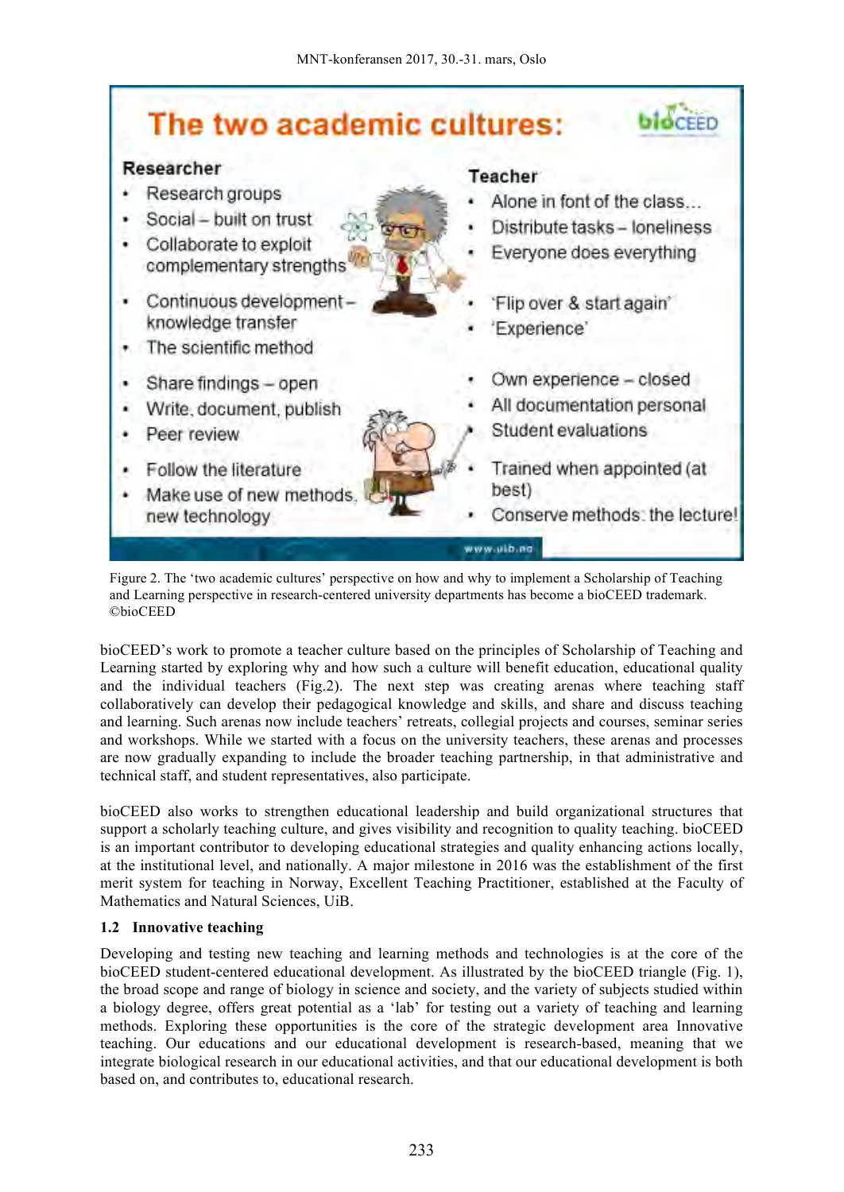The two academic cultures:

| Researcher | Teacher |
| --- | --- |
| • Research groups<br>• Social – built on trust<br>• Collaborate to exploit complementary strengths | • Alone in font of the class…<br>• Distribute tasks – loneliness<br>• Everyone does everything |
| • Continuous development – knowledge transfer<br>• The scientific method | • 'Flip over & start again'<br>• 'Experience' |
| • Share findings – open<br>• Write, document, publish<br>• Peer review | • Own experience – closed<br>• All documentation personal<br>• Student evaluations |
| • Follow the literature<br>• Make use of new methods, new technology | • Trained when appointed (at best)<br>• Conserve methods: the lecture! |

Figure 2. The 'two academic cultures' perspective on how and why to implement a Scholarship of Teaching and Learning perspective in research-centered university departments has become a bioCEED trademark. ©bioCEED

bioCEED's work to promote a teacher culture based on the principles of Scholarship of Teaching and Learning started by exploring why and how such a culture will benefit education, educational quality and the individual teachers (Fig.2). The next step was creating arenas where teaching staff collaboratively can develop their pedagogical knowledge and skills, and share and discuss teaching and learning. Such arenas now include teachers' retreats, collegial projects and courses, seminar series and workshops. While we started with a focus on the university teachers, these arenas and processes are now gradually expanding to include the broader teaching partnership, in that administrative and technical staff, and student representatives, also participate.

bioCEED also works to strengthen educational leadership and build organizational structures that support a scholarly teaching culture, and gives visibility and recognition to quality teaching. bioCEED is an important contributor to developing educational strategies and quality enhancing actions locally, at the institutional level, and nationally. A major milestone in 2016 was the establishment of the first merit system for teaching in Norway, Excellent Teaching Practitioner, established at the Faculty of Mathematics and Natural Sciences, UiB.

### 1.2 Innovative teaching

Developing and testing new teaching and learning methods and technologies is at the core of the bioCEED student-centered educational development. As illustrated by the bioCEED triangle (Fig. 1), the broad scope and range of biology in science and society, and the variety of subjects studied within a biology degree, offers great potential as a 'lab' for testing out a variety of teaching and learning methods. Exploring these opportunities is the core of the strategic development area Innovative teaching. Our educations and our educational development is research-based, meaning that we integrate biological research in our educational activities, and that our educational development is both based on, and contributes to, educational research.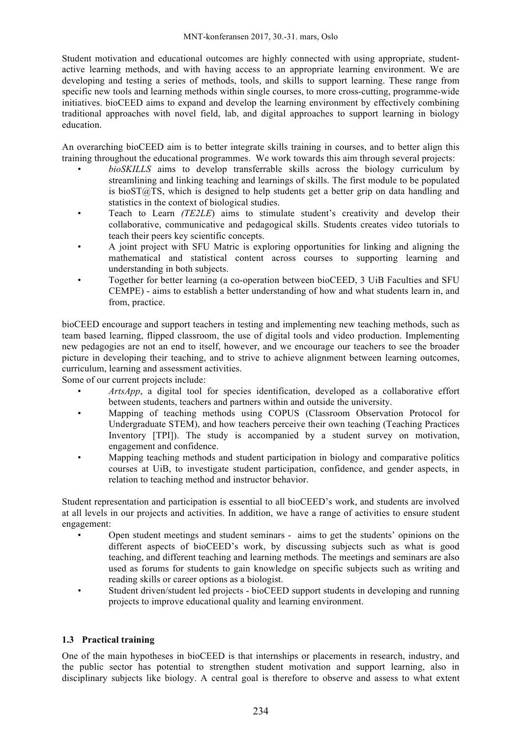Student motivation and educational outcomes are highly connected with using appropriate, student-active learning methods, and with having access to an appropriate learning environment. We are developing and testing a series of methods, tools, and skills to support learning. These range from specific new tools and learning methods within single courses, to more cross-cutting, programme-wide initiatives. bioCEED aims to expand and develop the learning environment by effectively combining traditional approaches with novel field, lab, and digital approaches to support learning in biology education.

An overarching bioCEED aim is to better integrate skills training in courses, and to better align this training throughout the educational programmes. We work towards this aim through several projects:

- *bioSKILLS* aims to develop transferrable skills across the biology curriculum by streamlining and linking teaching and learnings of skills. The first module to be populated is bioST@TS, which is designed to help students get a better grip on data handling and statistics in the context of biological studies.
- Teach to Learn *(TE2LE*) aims to stimulate student's creativity and develop their collaborative, communicative and pedagogical skills. Students creates video tutorials to teach their peers key scientific concepts.
- A joint project with SFU Matric is exploring opportunities for linking and aligning the mathematical and statistical content across courses to supporting learning and understanding in both subjects.
- Together for better learning (a co-operation between bioCEED, 3 UiB Faculties and SFU CEMPE) - aims to establish a better understanding of how and what students learn in, and from, practice.

bioCEED encourage and support teachers in testing and implementing new teaching methods, such as team based learning, flipped classroom, the use of digital tools and video production. Implementing new pedagogies are not an end to itself, however, and we encourage our teachers to see the broader picture in developing their teaching, and to strive to achieve alignment between learning outcomes, curriculum, learning and assessment activities.

Some of our current projects include:

- *ArtsApp*, a digital tool for species identification, developed as a collaborative effort between students, teachers and partners within and outside the university.
- Mapping of teaching methods using COPUS (Classroom Observation Protocol for Undergraduate STEM), and how teachers perceive their own teaching (Teaching Practices Inventory [TPI]). The study is accompanied by a student survey on motivation, engagement and confidence.
- Mapping teaching methods and student participation in biology and comparative politics courses at UiB, to investigate student participation, confidence, and gender aspects, in relation to teaching method and instructor behavior.

Student representation and participation is essential to all bioCEED's work, and students are involved at all levels in our projects and activities. In addition, we have a range of activities to ensure student engagement:

- Open student meetings and student seminars - aims to get the students' opinions on the different aspects of bioCEED's work, by discussing subjects such as what is good teaching, and different teaching and learning methods. The meetings and seminars are also used as forums for students to gain knowledge on specific subjects such as writing and reading skills or career options as a biologist.
- Student driven/student led projects - bioCEED support students in developing and running projects to improve educational quality and learning environment.

### 1.3 Practical training

One of the main hypotheses in bioCEED is that internships or placements in research, industry, and the public sector has potential to strengthen student motivation and support learning, also in disciplinary subjects like biology. A central goal is therefore to observe and assess to what extent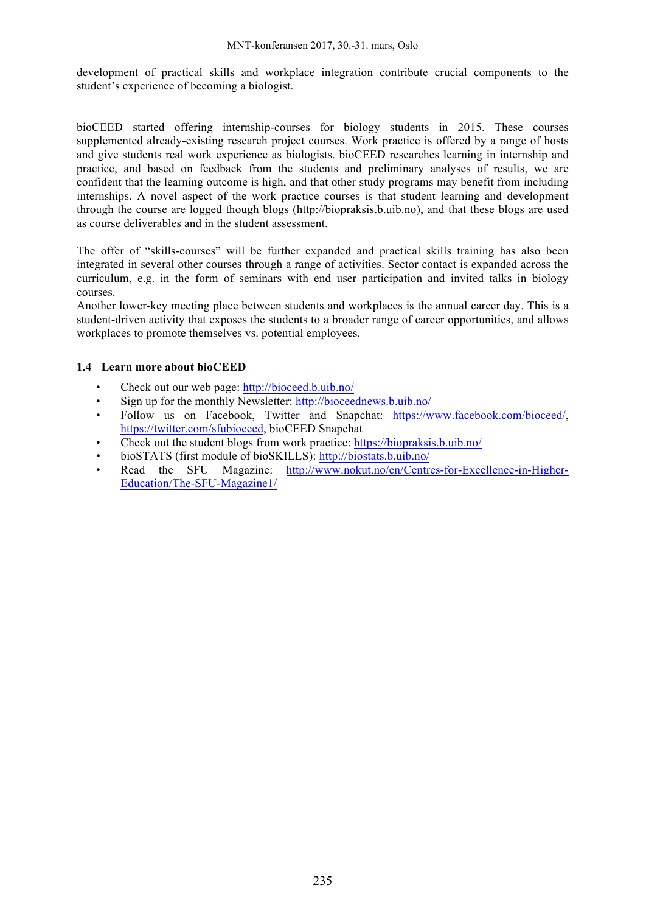development of practical skills and workplace integration contribute crucial components to the student's experience of becoming a biologist.

bioCEED started offering internship-courses for biology students in 2015. These courses supplemented already-existing research project courses. Work practice is offered by a range of hosts and give students real work experience as biologists. bioCEED researches learning in internship and practice, and based on feedback from the students and preliminary analyses of results, we are confident that the learning outcome is high, and that other study programs may benefit from including internships. A novel aspect of the work practice courses is that student learning and development through the course are logged though blogs (http://biopraksis.b.uib.no), and that these blogs are used as course deliverables and in the student assessment.

The offer of "skills-courses" will be further expanded and practical skills training has also been integrated in several other courses through a range of activities. Sector contact is expanded across the curriculum, e.g. in the form of seminars with end user participation and invited talks in biology courses.
Another lower-key meeting place between students and workplaces is the annual career day. This is a student-driven activity that exposes the students to a broader range of career opportunities, and allows workplaces to promote themselves vs. potential employees.

### 1.4 Learn more about bioCEED

- Check out our web page: http://bioceed.b.uib.no/
- Sign up for the monthly Newsletter: http://bioceednews.b.uib.no/
- Follow us on Facebook, Twitter and Snapchat: https://www.facebook.com/bioceed/, https://twitter.com/sfubioceed, bioCEED Snapchat
- Check out the student blogs from work practice: https://biopraksis.b.uib.no/
- bioSTATS (first module of bioSKILLS): http://biostats.b.uib.no/
- Read the SFU Magazine: http://www.nokut.no/en/Centres-for-Excellence-in-Higher-Education/The-SFU-Magazine1/